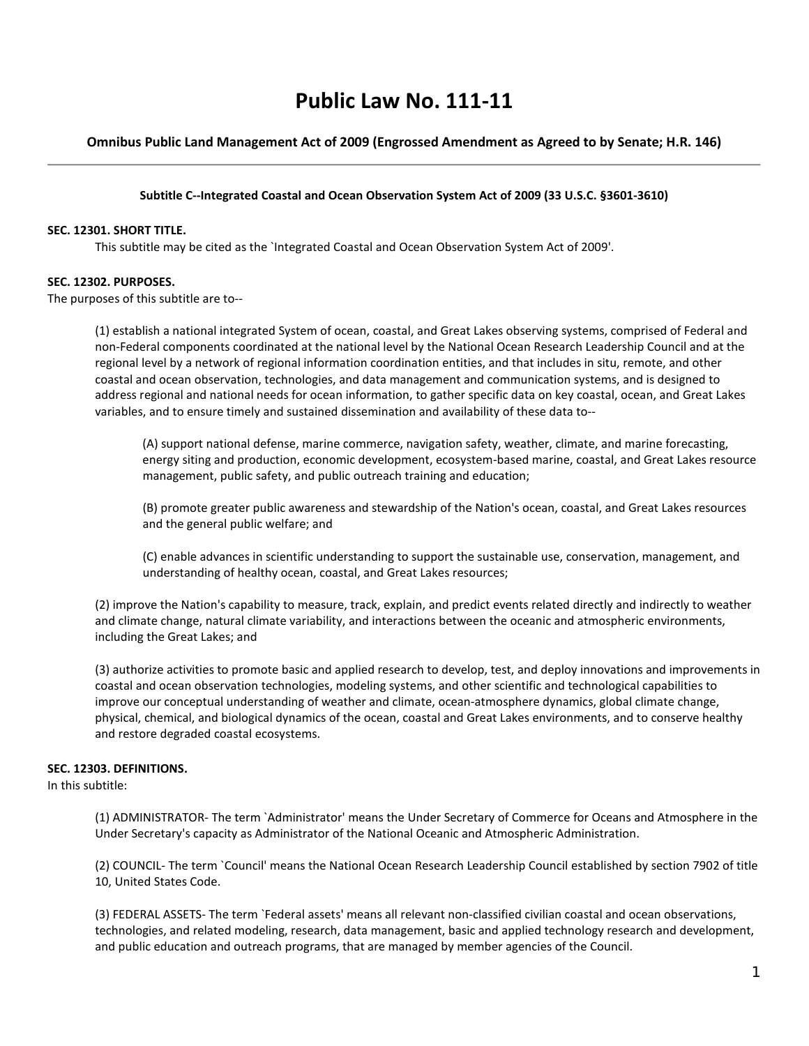# Public Law No. 111-11

## Omnibus Public Land Management Act of 2009 (Engrossed Amendment as Agreed to by Senate; H.R. 146)

---

### Subtitle C--Integrated Coastal and Ocean Observation System Act of 2009 (33 U.S.C. §3601-3610)

**SEC. 12301. SHORT TITLE.**

This subtitle may be cited as the `Integrated Coastal and Ocean Observation System Act of 2009'.

**SEC. 12302. PURPOSES.**

The purposes of this subtitle are to--

(1) establish a national integrated System of ocean, coastal, and Great Lakes observing systems, comprised of Federal and non-Federal components coordinated at the national level by the National Ocean Research Leadership Council and at the regional level by a network of regional information coordination entities, and that includes in situ, remote, and other coastal and ocean observation, technologies, and data management and communication systems, and is designed to address regional and national needs for ocean information, to gather specific data on key coastal, ocean, and Great Lakes variables, and to ensure timely and sustained dissemination and availability of these data to--

(A) support national defense, marine commerce, navigation safety, weather, climate, and marine forecasting, energy siting and production, economic development, ecosystem-based marine, coastal, and Great Lakes resource management, public safety, and public outreach training and education;

(B) promote greater public awareness and stewardship of the Nation's ocean, coastal, and Great Lakes resources and the general public welfare; and

(C) enable advances in scientific understanding to support the sustainable use, conservation, management, and understanding of healthy ocean, coastal, and Great Lakes resources;

(2) improve the Nation's capability to measure, track, explain, and predict events related directly and indirectly to weather and climate change, natural climate variability, and interactions between the oceanic and atmospheric environments, including the Great Lakes; and

(3) authorize activities to promote basic and applied research to develop, test, and deploy innovations and improvements in coastal and ocean observation technologies, modeling systems, and other scientific and technological capabilities to improve our conceptual understanding of weather and climate, ocean-atmosphere dynamics, global climate change, physical, chemical, and biological dynamics of the ocean, coastal and Great Lakes environments, and to conserve healthy and restore degraded coastal ecosystems.

**SEC. 12303. DEFINITIONS.**

In this subtitle:

(1) ADMINISTRATOR- The term `Administrator' means the Under Secretary of Commerce for Oceans and Atmosphere in the Under Secretary's capacity as Administrator of the National Oceanic and Atmospheric Administration.

(2) COUNCIL- The term `Council' means the National Ocean Research Leadership Council established by section 7902 of title 10, United States Code.

(3) FEDERAL ASSETS- The term `Federal assets' means all relevant non-classified civilian coastal and ocean observations, technologies, and related modeling, research, data management, basic and applied technology research and development, and public education and outreach programs, that are managed by member agencies of the Council.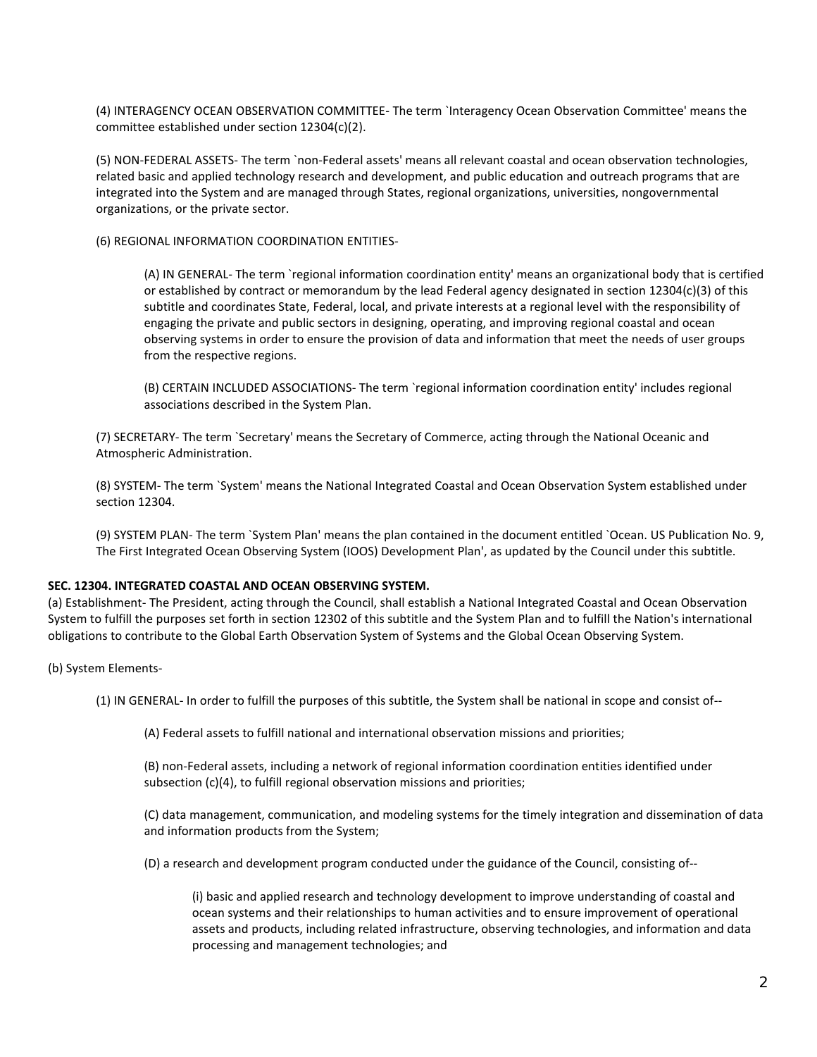(4) INTERAGENCY OCEAN OBSERVATION COMMITTEE- The term `Interagency Ocean Observation Committee' means the committee established under section 12304(c)(2).

(5) NON-FEDERAL ASSETS- The term `non-Federal assets' means all relevant coastal and ocean observation technologies, related basic and applied technology research and development, and public education and outreach programs that are integrated into the System and are managed through States, regional organizations, universities, nongovernmental organizations, or the private sector.

(6) REGIONAL INFORMATION COORDINATION ENTITIES-

> (A) IN GENERAL- The term `regional information coordination entity' means an organizational body that is certified or established by contract or memorandum by the lead Federal agency designated in section 12304(c)(3) of this subtitle and coordinates State, Federal, local, and private interests at a regional level with the responsibility of engaging the private and public sectors in designing, operating, and improving regional coastal and ocean observing systems in order to ensure the provision of data and information that meet the needs of user groups from the respective regions.
>
> (B) CERTAIN INCLUDED ASSOCIATIONS- The term `regional information coordination entity' includes regional associations described in the System Plan.

(7) SECRETARY- The term `Secretary' means the Secretary of Commerce, acting through the National Oceanic and Atmospheric Administration.

(8) SYSTEM- The term `System' means the National Integrated Coastal and Ocean Observation System established under section 12304.

(9) SYSTEM PLAN- The term `System Plan' means the plan contained in the document entitled `Ocean. US Publication No. 9, The First Integrated Ocean Observing System (IOOS) Development Plan', as updated by the Council under this subtitle.

**SEC. 12304. INTEGRATED COASTAL AND OCEAN OBSERVING SYSTEM.**

(a) Establishment- The President, acting through the Council, shall establish a National Integrated Coastal and Ocean Observation System to fulfill the purposes set forth in section 12302 of this subtitle and the System Plan and to fulfill the Nation's international obligations to contribute to the Global Earth Observation System of Systems and the Global Ocean Observing System.

(b) System Elements-

> (1) IN GENERAL- In order to fulfill the purposes of this subtitle, the System shall be national in scope and consist of--
>
> > (A) Federal assets to fulfill national and international observation missions and priorities;
> >
> > (B) non-Federal assets, including a network of regional information coordination entities identified under subsection (c)(4), to fulfill regional observation missions and priorities;
> >
> > (C) data management, communication, and modeling systems for the timely integration and dissemination of data and information products from the System;
> >
> > (D) a research and development program conducted under the guidance of the Council, consisting of--
> >
> > > (i) basic and applied research and technology development to improve understanding of coastal and ocean systems and their relationships to human activities and to ensure improvement of operational assets and products, including related infrastructure, observing technologies, and information and data processing and management technologies; and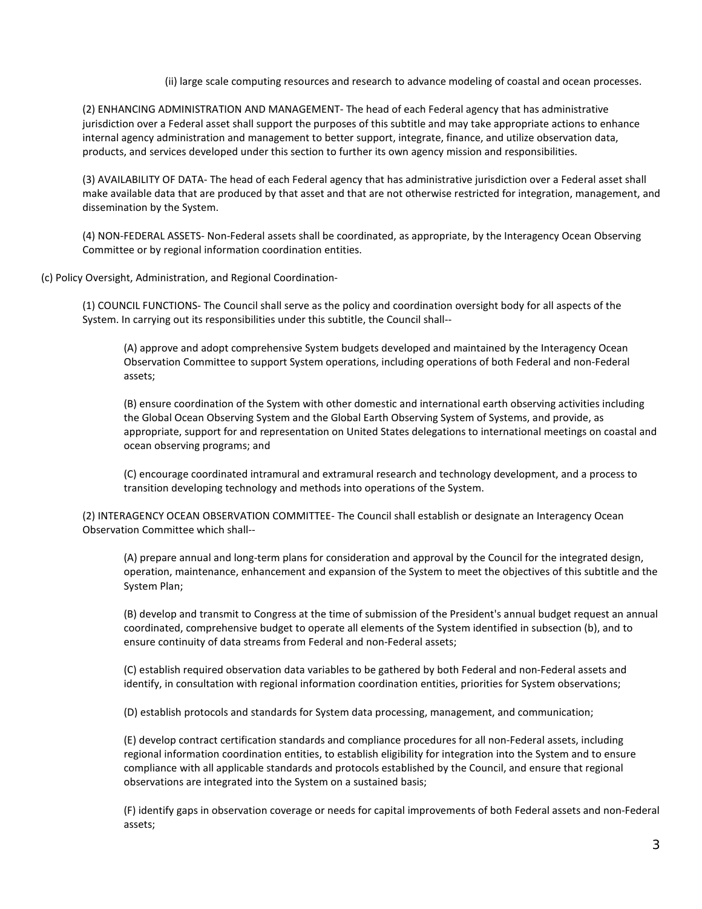(ii) large scale computing resources and research to advance modeling of coastal and ocean processes.

(2) ENHANCING ADMINISTRATION AND MANAGEMENT- The head of each Federal agency that has administrative jurisdiction over a Federal asset shall support the purposes of this subtitle and may take appropriate actions to enhance internal agency administration and management to better support, integrate, finance, and utilize observation data, products, and services developed under this section to further its own agency mission and responsibilities.

(3) AVAILABILITY OF DATA- The head of each Federal agency that has administrative jurisdiction over a Federal asset shall make available data that are produced by that asset and that are not otherwise restricted for integration, management, and dissemination by the System.

(4) NON-FEDERAL ASSETS- Non-Federal assets shall be coordinated, as appropriate, by the Interagency Ocean Observing Committee or by regional information coordination entities.

(c) Policy Oversight, Administration, and Regional Coordination-

(1) COUNCIL FUNCTIONS- The Council shall serve as the policy and coordination oversight body for all aspects of the System. In carrying out its responsibilities under this subtitle, the Council shall--

(A) approve and adopt comprehensive System budgets developed and maintained by the Interagency Ocean Observation Committee to support System operations, including operations of both Federal and non-Federal assets;

(B) ensure coordination of the System with other domestic and international earth observing activities including the Global Ocean Observing System and the Global Earth Observing System of Systems, and provide, as appropriate, support for and representation on United States delegations to international meetings on coastal and ocean observing programs; and

(C) encourage coordinated intramural and extramural research and technology development, and a process to transition developing technology and methods into operations of the System.

(2) INTERAGENCY OCEAN OBSERVATION COMMITTEE- The Council shall establish or designate an Interagency Ocean Observation Committee which shall--

(A) prepare annual and long-term plans for consideration and approval by the Council for the integrated design, operation, maintenance, enhancement and expansion of the System to meet the objectives of this subtitle and the System Plan;

(B) develop and transmit to Congress at the time of submission of the President's annual budget request an annual coordinated, comprehensive budget to operate all elements of the System identified in subsection (b), and to ensure continuity of data streams from Federal and non-Federal assets;

(C) establish required observation data variables to be gathered by both Federal and non-Federal assets and identify, in consultation with regional information coordination entities, priorities for System observations;

(D) establish protocols and standards for System data processing, management, and communication;

(E) develop contract certification standards and compliance procedures for all non-Federal assets, including regional information coordination entities, to establish eligibility for integration into the System and to ensure compliance with all applicable standards and protocols established by the Council, and ensure that regional observations are integrated into the System on a sustained basis;

(F) identify gaps in observation coverage or needs for capital improvements of both Federal assets and non-Federal assets;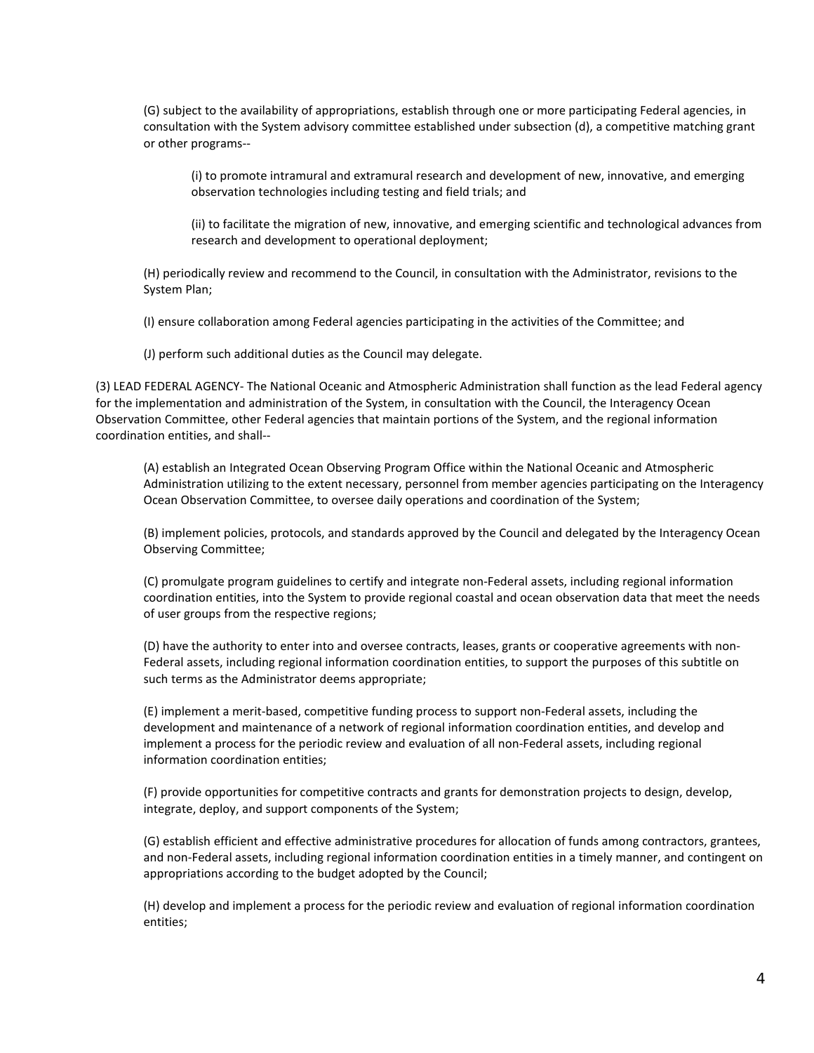(G) subject to the availability of appropriations, establish through one or more participating Federal agencies, in consultation with the System advisory committee established under subsection (d), a competitive matching grant or other programs--

(i) to promote intramural and extramural research and development of new, innovative, and emerging observation technologies including testing and field trials; and

(ii) to facilitate the migration of new, innovative, and emerging scientific and technological advances from research and development to operational deployment;

(H) periodically review and recommend to the Council, in consultation with the Administrator, revisions to the System Plan;

(I) ensure collaboration among Federal agencies participating in the activities of the Committee; and

(J) perform such additional duties as the Council may delegate.

(3) LEAD FEDERAL AGENCY- The National Oceanic and Atmospheric Administration shall function as the lead Federal agency for the implementation and administration of the System, in consultation with the Council, the Interagency Ocean Observation Committee, other Federal agencies that maintain portions of the System, and the regional information coordination entities, and shall--

(A) establish an Integrated Ocean Observing Program Office within the National Oceanic and Atmospheric Administration utilizing to the extent necessary, personnel from member agencies participating on the Interagency Ocean Observation Committee, to oversee daily operations and coordination of the System;

(B) implement policies, protocols, and standards approved by the Council and delegated by the Interagency Ocean Observing Committee;

(C) promulgate program guidelines to certify and integrate non-Federal assets, including regional information coordination entities, into the System to provide regional coastal and ocean observation data that meet the needs of user groups from the respective regions;

(D) have the authority to enter into and oversee contracts, leases, grants or cooperative agreements with non-Federal assets, including regional information coordination entities, to support the purposes of this subtitle on such terms as the Administrator deems appropriate;

(E) implement a merit-based, competitive funding process to support non-Federal assets, including the development and maintenance of a network of regional information coordination entities, and develop and implement a process for the periodic review and evaluation of all non-Federal assets, including regional information coordination entities;

(F) provide opportunities for competitive contracts and grants for demonstration projects to design, develop, integrate, deploy, and support components of the System;

(G) establish efficient and effective administrative procedures for allocation of funds among contractors, grantees, and non-Federal assets, including regional information coordination entities in a timely manner, and contingent on appropriations according to the budget adopted by the Council;

(H) develop and implement a process for the periodic review and evaluation of regional information coordination entities;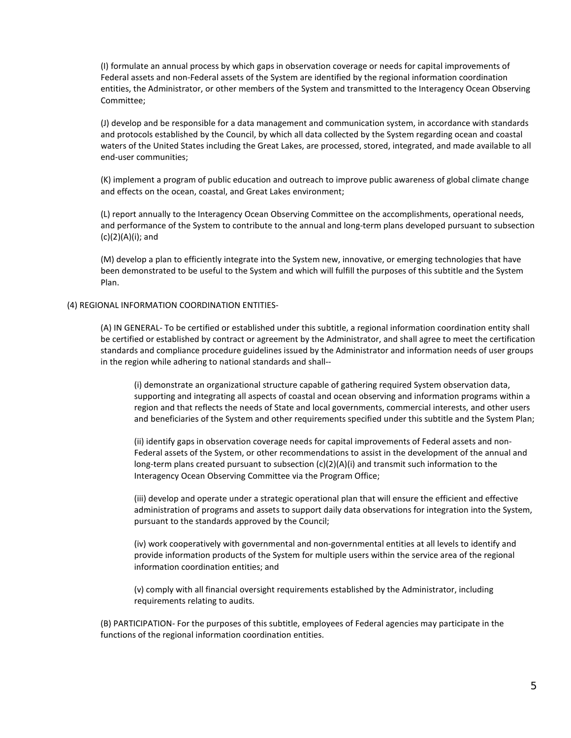(I) formulate an annual process by which gaps in observation coverage or needs for capital improvements of Federal assets and non-Federal assets of the System are identified by the regional information coordination entities, the Administrator, or other members of the System and transmitted to the Interagency Ocean Observing Committee;

(J) develop and be responsible for a data management and communication system, in accordance with standards and protocols established by the Council, by which all data collected by the System regarding ocean and coastal waters of the United States including the Great Lakes, are processed, stored, integrated, and made available to all end-user communities;

(K) implement a program of public education and outreach to improve public awareness of global climate change and effects on the ocean, coastal, and Great Lakes environment;

(L) report annually to the Interagency Ocean Observing Committee on the accomplishments, operational needs, and performance of the System to contribute to the annual and long-term plans developed pursuant to subsection (c)(2)(A)(i); and

(M) develop a plan to efficiently integrate into the System new, innovative, or emerging technologies that have been demonstrated to be useful to the System and which will fulfill the purposes of this subtitle and the System Plan.

(4) REGIONAL INFORMATION COORDINATION ENTITIES-

(A) IN GENERAL- To be certified or established under this subtitle, a regional information coordination entity shall be certified or established by contract or agreement by the Administrator, and shall agree to meet the certification standards and compliance procedure guidelines issued by the Administrator and information needs of user groups in the region while adhering to national standards and shall--

(i) demonstrate an organizational structure capable of gathering required System observation data, supporting and integrating all aspects of coastal and ocean observing and information programs within a region and that reflects the needs of State and local governments, commercial interests, and other users and beneficiaries of the System and other requirements specified under this subtitle and the System Plan;

(ii) identify gaps in observation coverage needs for capital improvements of Federal assets and non-Federal assets of the System, or other recommendations to assist in the development of the annual and long-term plans created pursuant to subsection (c)(2)(A)(i) and transmit such information to the Interagency Ocean Observing Committee via the Program Office;

(iii) develop and operate under a strategic operational plan that will ensure the efficient and effective administration of programs and assets to support daily data observations for integration into the System, pursuant to the standards approved by the Council;

(iv) work cooperatively with governmental and non-governmental entities at all levels to identify and provide information products of the System for multiple users within the service area of the regional information coordination entities; and

(v) comply with all financial oversight requirements established by the Administrator, including requirements relating to audits.

(B) PARTICIPATION- For the purposes of this subtitle, employees of Federal agencies may participate in the functions of the regional information coordination entities.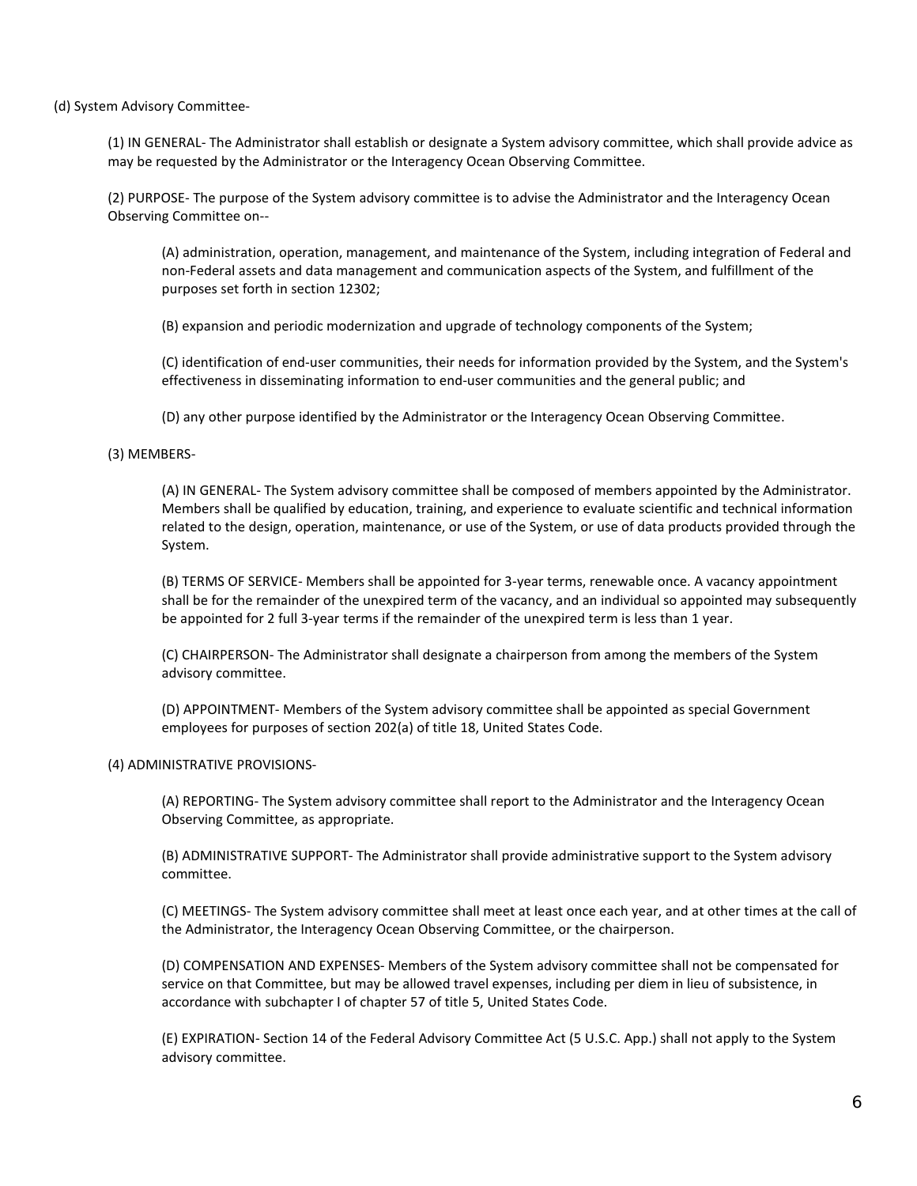(d) System Advisory Committee-

(1) IN GENERAL- The Administrator shall establish or designate a System advisory committee, which shall provide advice as may be requested by the Administrator or the Interagency Ocean Observing Committee.

(2) PURPOSE- The purpose of the System advisory committee is to advise the Administrator and the Interagency Ocean Observing Committee on--

(A) administration, operation, management, and maintenance of the System, including integration of Federal and non-Federal assets and data management and communication aspects of the System, and fulfillment of the purposes set forth in section 12302;

(B) expansion and periodic modernization and upgrade of technology components of the System;

(C) identification of end-user communities, their needs for information provided by the System, and the System's effectiveness in disseminating information to end-user communities and the general public; and

(D) any other purpose identified by the Administrator or the Interagency Ocean Observing Committee.

(3) MEMBERS-

(A) IN GENERAL- The System advisory committee shall be composed of members appointed by the Administrator. Members shall be qualified by education, training, and experience to evaluate scientific and technical information related to the design, operation, maintenance, or use of the System, or use of data products provided through the System.

(B) TERMS OF SERVICE- Members shall be appointed for 3-year terms, renewable once. A vacancy appointment shall be for the remainder of the unexpired term of the vacancy, and an individual so appointed may subsequently be appointed for 2 full 3-year terms if the remainder of the unexpired term is less than 1 year.

(C) CHAIRPERSON- The Administrator shall designate a chairperson from among the members of the System advisory committee.

(D) APPOINTMENT- Members of the System advisory committee shall be appointed as special Government employees for purposes of section 202(a) of title 18, United States Code.

(4) ADMINISTRATIVE PROVISIONS-

(A) REPORTING- The System advisory committee shall report to the Administrator and the Interagency Ocean Observing Committee, as appropriate.

(B) ADMINISTRATIVE SUPPORT- The Administrator shall provide administrative support to the System advisory committee.

(C) MEETINGS- The System advisory committee shall meet at least once each year, and at other times at the call of the Administrator, the Interagency Ocean Observing Committee, or the chairperson.

(D) COMPENSATION AND EXPENSES- Members of the System advisory committee shall not be compensated for service on that Committee, but may be allowed travel expenses, including per diem in lieu of subsistence, in accordance with subchapter I of chapter 57 of title 5, United States Code.

(E) EXPIRATION- Section 14 of the Federal Advisory Committee Act (5 U.S.C. App.) shall not apply to the System advisory committee.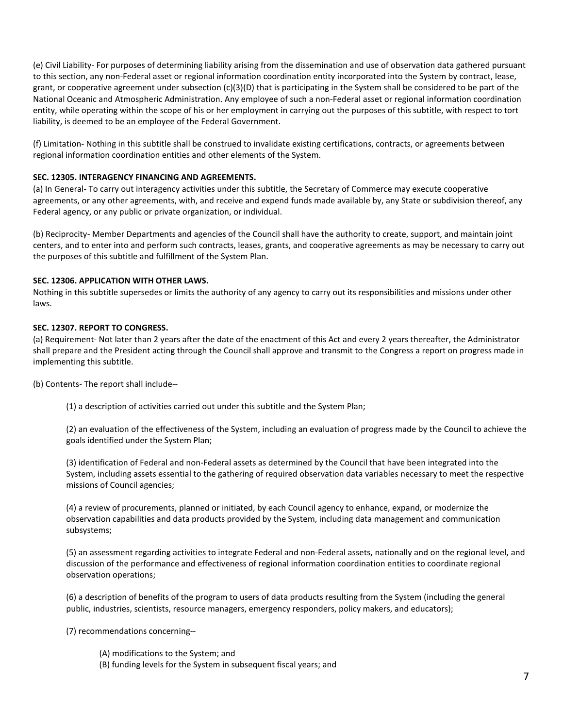(e) Civil Liability- For purposes of determining liability arising from the dissemination and use of observation data gathered pursuant to this section, any non-Federal asset or regional information coordination entity incorporated into the System by contract, lease, grant, or cooperative agreement under subsection (c)(3)(D) that is participating in the System shall be considered to be part of the National Oceanic and Atmospheric Administration. Any employee of such a non-Federal asset or regional information coordination entity, while operating within the scope of his or her employment in carrying out the purposes of this subtitle, with respect to tort liability, is deemed to be an employee of the Federal Government.

(f) Limitation- Nothing in this subtitle shall be construed to invalidate existing certifications, contracts, or agreements between regional information coordination entities and other elements of the System.

**SEC. 12305. INTERAGENCY FINANCING AND AGREEMENTS.**

(a) In General- To carry out interagency activities under this subtitle, the Secretary of Commerce may execute cooperative agreements, or any other agreements, with, and receive and expend funds made available by, any State or subdivision thereof, any Federal agency, or any public or private organization, or individual.

(b) Reciprocity- Member Departments and agencies of the Council shall have the authority to create, support, and maintain joint centers, and to enter into and perform such contracts, leases, grants, and cooperative agreements as may be necessary to carry out the purposes of this subtitle and fulfillment of the System Plan.

**SEC. 12306. APPLICATION WITH OTHER LAWS.**

Nothing in this subtitle supersedes or limits the authority of any agency to carry out its responsibilities and missions under other laws.

**SEC. 12307. REPORT TO CONGRESS.**

(a) Requirement- Not later than 2 years after the date of the enactment of this Act and every 2 years thereafter, the Administrator shall prepare and the President acting through the Council shall approve and transmit to the Congress a report on progress made in implementing this subtitle.

(b) Contents- The report shall include--

(1) a description of activities carried out under this subtitle and the System Plan;

(2) an evaluation of the effectiveness of the System, including an evaluation of progress made by the Council to achieve the goals identified under the System Plan;

(3) identification of Federal and non-Federal assets as determined by the Council that have been integrated into the System, including assets essential to the gathering of required observation data variables necessary to meet the respective missions of Council agencies;

(4) a review of procurements, planned or initiated, by each Council agency to enhance, expand, or modernize the observation capabilities and data products provided by the System, including data management and communication subsystems;

(5) an assessment regarding activities to integrate Federal and non-Federal assets, nationally and on the regional level, and discussion of the performance and effectiveness of regional information coordination entities to coordinate regional observation operations;

(6) a description of benefits of the program to users of data products resulting from the System (including the general public, industries, scientists, resource managers, emergency responders, policy makers, and educators);

(7) recommendations concerning--

(A) modifications to the System; and
(B) funding levels for the System in subsequent fiscal years; and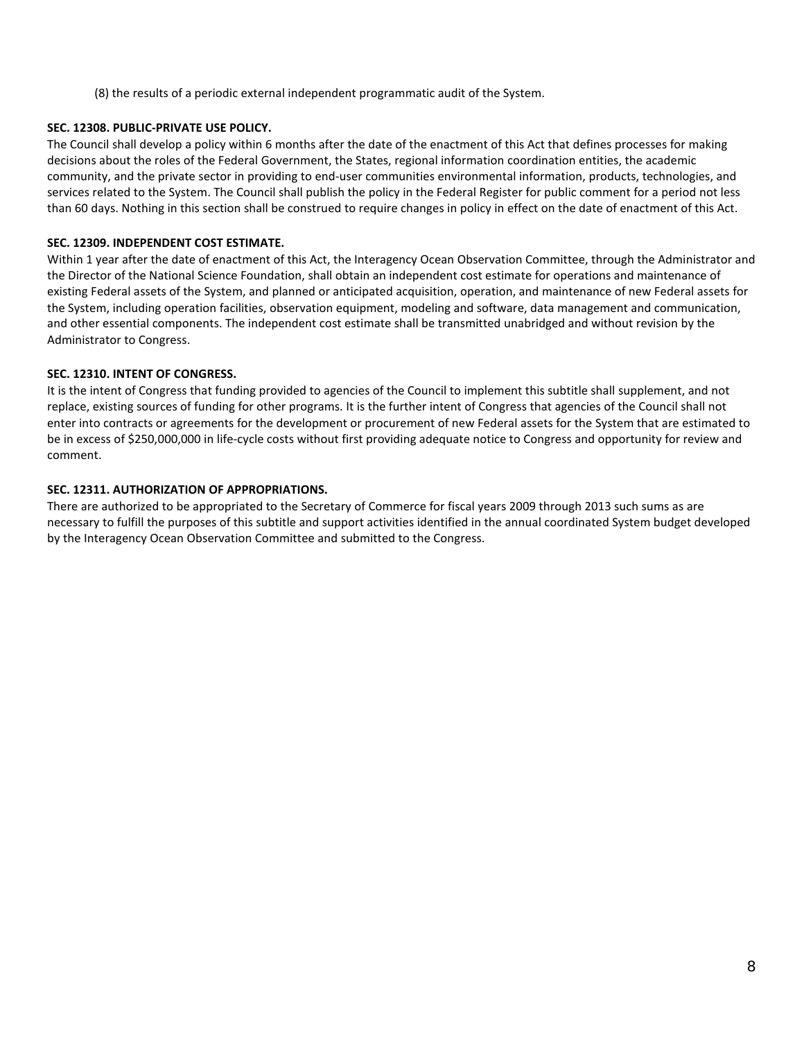(8) the results of a periodic external independent programmatic audit of the System.

**SEC. 12308. PUBLIC-PRIVATE USE POLICY.**

The Council shall develop a policy within 6 months after the date of the enactment of this Act that defines processes for making decisions about the roles of the Federal Government, the States, regional information coordination entities, the academic community, and the private sector in providing to end-user communities environmental information, products, technologies, and services related to the System. The Council shall publish the policy in the Federal Register for public comment for a period not less than 60 days. Nothing in this section shall be construed to require changes in policy in effect on the date of enactment of this Act.

**SEC. 12309. INDEPENDENT COST ESTIMATE.**

Within 1 year after the date of enactment of this Act, the Interagency Ocean Observation Committee, through the Administrator and the Director of the National Science Foundation, shall obtain an independent cost estimate for operations and maintenance of existing Federal assets of the System, and planned or anticipated acquisition, operation, and maintenance of new Federal assets for the System, including operation facilities, observation equipment, modeling and software, data management and communication, and other essential components. The independent cost estimate shall be transmitted unabridged and without revision by the Administrator to Congress.

**SEC. 12310. INTENT OF CONGRESS.**

It is the intent of Congress that funding provided to agencies of the Council to implement this subtitle shall supplement, and not replace, existing sources of funding for other programs. It is the further intent of Congress that agencies of the Council shall not enter into contracts or agreements for the development or procurement of new Federal assets for the System that are estimated to be in excess of $250,000,000 in life-cycle costs without first providing adequate notice to Congress and opportunity for review and comment.

**SEC. 12311. AUTHORIZATION OF APPROPRIATIONS.**

There are authorized to be appropriated to the Secretary of Commerce for fiscal years 2009 through 2013 such sums as are necessary to fulfill the purposes of this subtitle and support activities identified in the annual coordinated System budget developed by the Interagency Ocean Observation Committee and submitted to the Congress.